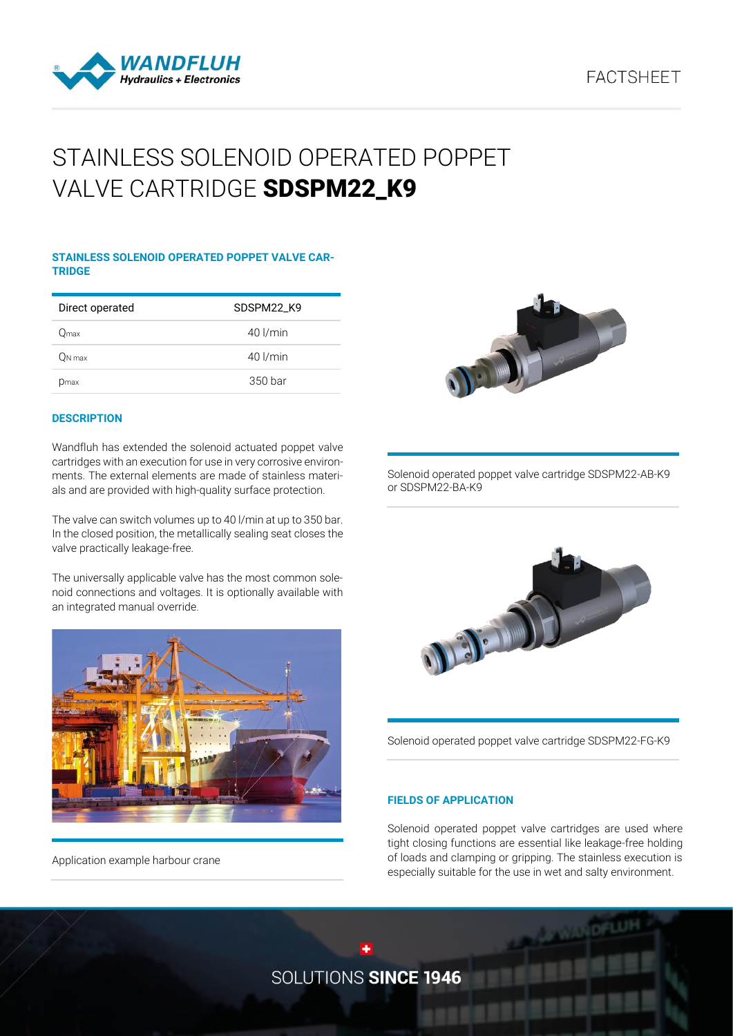FACTSHEET

# STAINLESS SOLENOID OPERATED POPPET VALVE CARTRIDGE **SDSPM22_K9**

### STAINLESS SOLENOID OPERATED POPPET VALVE CARTRIDGE

| Direct operated | SDSPM22_K9 |
| --- | --- |
| $Q_{max}$ | 40 l/min |
| $Q_{N\,max}$ | 40 l/min |
| $p_{max}$ | 350 bar |

### DESCRIPTION

Wandfluh has extended the solenoid actuated poppet valve cartridges with an execution for use in very corrosive environments. The external elements are made of stainless materials and are provided with high-quality surface protection.

The valve can switch volumes up to 40 l/min at up to 350 bar. In the closed position, the metallically sealing seat closes the valve practically leakage-free.

The universally applicable valve has the most common solenoid connections and voltages. It is optionally available with an integrated manual override.

Application example harbour crane

Solenoid operated poppet valve cartridge SDSPM22-AB-K9 or SDSPM22-BA-K9

Solenoid operated poppet valve cartridge SDSPM22-FG-K9

### FIELDS OF APPLICATION

Solenoid operated poppet valve cartridges are used where tight closing functions are essential like leakage-free holding of loads and clamping or gripping. The stainless execution is especially suitable for the use in wet and salty environment.

SOLUTIONS **SINCE 1946**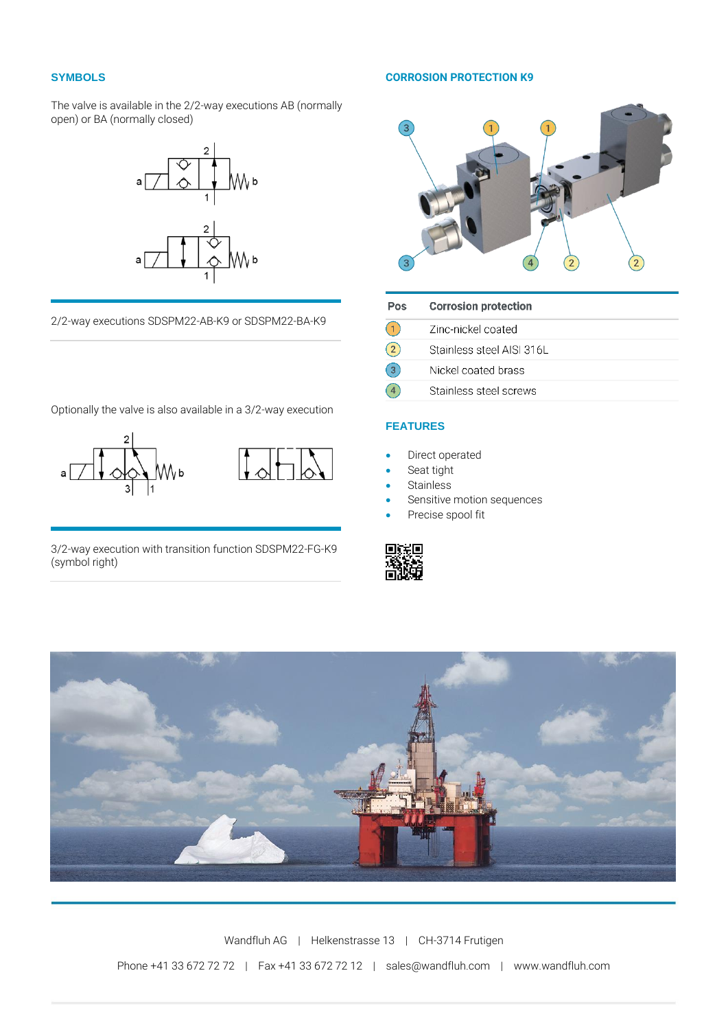## SYMBOLS

The valve is available in the 2/2-way executions AB (normally open) or BA (normally closed)

2/2-way executions SDSPM22-AB-K9 or SDSPM22-BA-K9

Optionally the valve is also available in a 3/2-way execution

3/2-way execution with transition function SDSPM22-FG-K9 (symbol right)

## CORROSION PROTECTION K9

| Pos | Corrosion protection |
|---|---|
| 1 | Zinc-nickel coated |
| 2 | Stainless steel AISI 316L |
| 3 | Nickel coated brass |
| 4 | Stainless steel screws |

## FEATURES

- Direct operated
- Seat tight
- Stainless
- Sensitive motion sequences
- Precise spool fit

Wandfluh AG | Helkenstrasse 13 | CH-3714 Frutigen

Phone +41 33 672 72 72 | Fax +41 33 672 72 12 | sales@wandfluh.com | www.wandfluh.com